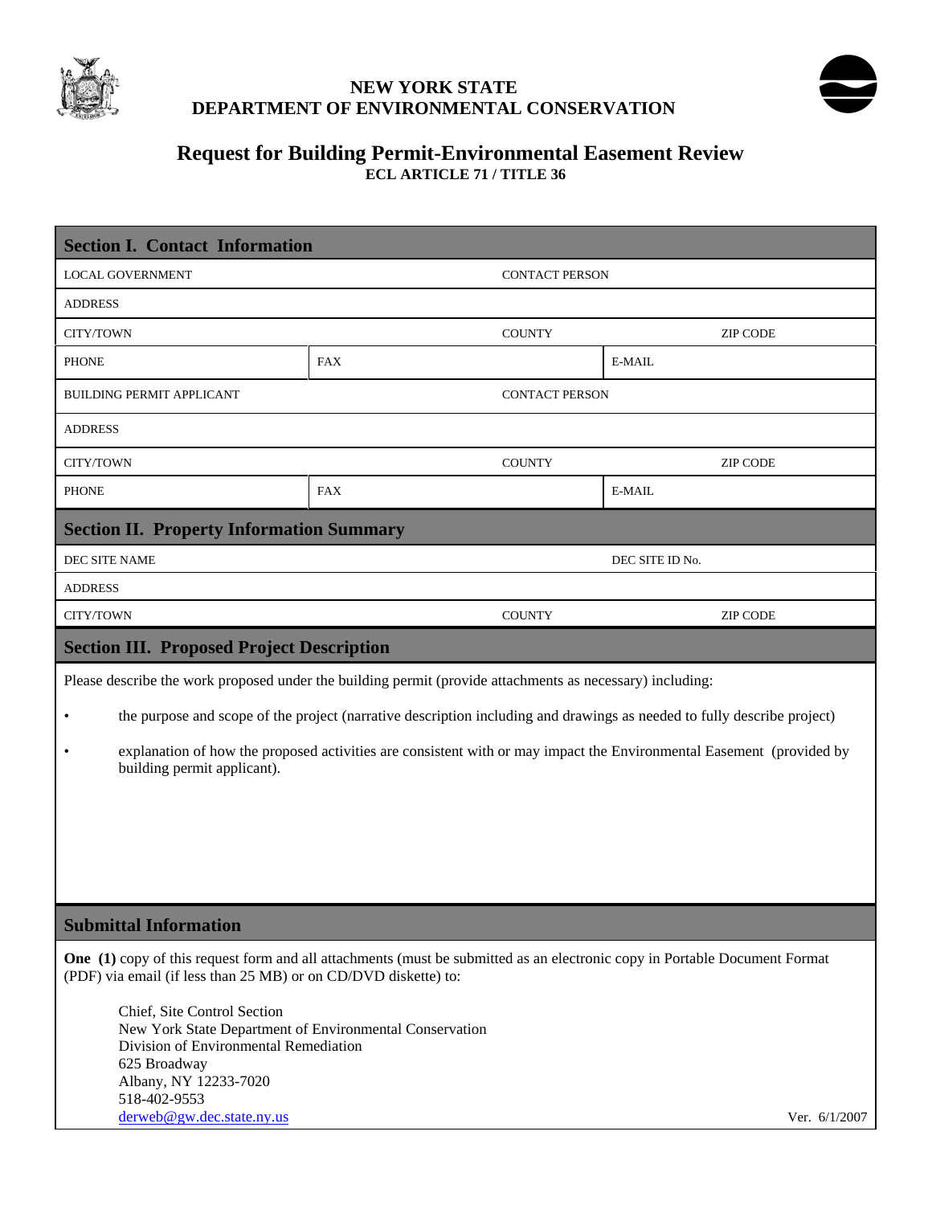# NEW YORK STATE
# DEPARTMENT OF ENVIRONMENTAL CONSERVATION

## Request for Building Permit-Environmental Easement Review

**ECL ARTICLE 71 / TITLE 36**

### Section I. Contact Information

| | | | |
|---|---|---|---|
| LOCAL GOVERNMENT | | CONTACT PERSON | |
| ADDRESS | | | |
| CITY/TOWN | | COUNTY | ZIP CODE |
| PHONE | FAX | | E-MAIL |
| BUILDING PERMIT APPLICANT | | CONTACT PERSON | |
| ADDRESS | | | |
| CITY/TOWN | | COUNTY | ZIP CODE |
| PHONE | FAX | | E-MAIL |

### Section II. Property Information Summary

| | | |
|---|---|---|
| DEC SITE NAME | | DEC SITE ID No. |
| ADDRESS | | |
| CITY/TOWN | COUNTY | ZIP CODE |

### Section III. Proposed Project Description

Please describe the work proposed under the building permit (provide attachments as necessary) including:

- the purpose and scope of the project (narrative description including and drawings as needed to fully describe project)
- explanation of how the proposed activities are consistent with or may impact the Environmental Easement (provided by building permit applicant).

### Submittal Information

**One (1)** copy of this request form and all attachments (must be submitted as an electronic copy in Portable Document Format (PDF) via email (if less than 25 MB) or on CD/DVD diskette) to:

Chief, Site Control Section
New York State Department of Environmental Conservation
Division of Environmental Remediation
625 Broadway
Albany, NY 12233-7020
518-402-9553
derweb@gw.dec.state.ny.us

Ver. 6/1/2007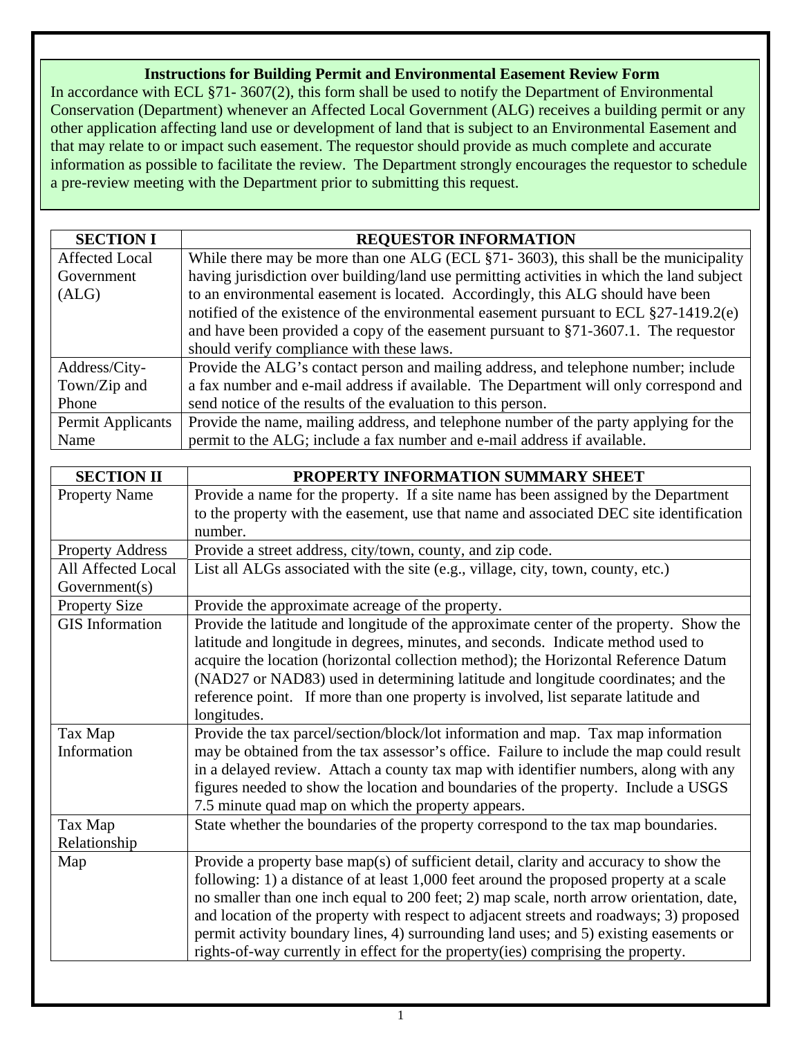**Instructions for Building Permit and Environmental Easement Review Form**

In accordance with ECL §71- 3607(2), this form shall be used to notify the Department of Environmental Conservation (Department) whenever an Affected Local Government (ALG) receives a building permit or any other application affecting land use or development of land that is subject to an Environmental Easement and that may relate to or impact such easement. The requestor should provide as much complete and accurate information as possible to facilitate the review. The Department strongly encourages the requestor to schedule a pre-review meeting with the Department prior to submitting this request.

| SECTION I | REQUESTOR INFORMATION |
|---|---|
| Affected Local Government (ALG) | While there may be more than one ALG (ECL §71- 3603), this shall be the municipality having jurisdiction over building/land use permitting activities in which the land subject to an environmental easement is located. Accordingly, this ALG should have been notified of the existence of the environmental easement pursuant to ECL §27-1419.2(e) and have been provided a copy of the easement pursuant to §71-3607.1. The requestor should verify compliance with these laws. |
| Address/City-Town/Zip and Phone | Provide the ALG's contact person and mailing address, and telephone number; include a fax number and e-mail address if available. The Department will only correspond and send notice of the results of the evaluation to this person. |
| Permit Applicants Name | Provide the name, mailing address, and telephone number of the party applying for the permit to the ALG; include a fax number and e-mail address if available. |

| SECTION II | PROPERTY INFORMATION SUMMARY SHEET |
|---|---|
| Property Name | Provide a name for the property. If a site name has been assigned by the Department to the property with the easement, use that name and associated DEC site identification number. |
| Property Address | Provide a street address, city/town, county, and zip code. |
| All Affected Local Government(s) | List all ALGs associated with the site (e.g., village, city, town, county, etc.) |
| Property Size | Provide the approximate acreage of the property. |
| GIS Information | Provide the latitude and longitude of the approximate center of the property. Show the latitude and longitude in degrees, minutes, and seconds. Indicate method used to acquire the location (horizontal collection method); the Horizontal Reference Datum (NAD27 or NAD83) used in determining latitude and longitude coordinates; and the reference point. If more than one property is involved, list separate latitude and longitudes. |
| Tax Map Information | Provide the tax parcel/section/block/lot information and map. Tax map information may be obtained from the tax assessor's office. Failure to include the map could result in a delayed review. Attach a county tax map with identifier numbers, along with any figures needed to show the location and boundaries of the property. Include a USGS 7.5 minute quad map on which the property appears. |
| Tax Map Relationship | State whether the boundaries of the property correspond to the tax map boundaries. |
| Map | Provide a property base map(s) of sufficient detail, clarity and accuracy to show the following: 1) a distance of at least 1,000 feet around the proposed property at a scale no smaller than one inch equal to 200 feet; 2) map scale, north arrow orientation, date, and location of the property with respect to adjacent streets and roadways; 3) proposed permit activity boundary lines, 4) surrounding land uses; and 5) existing easements or rights-of-way currently in effect for the property(ies) comprising the property. |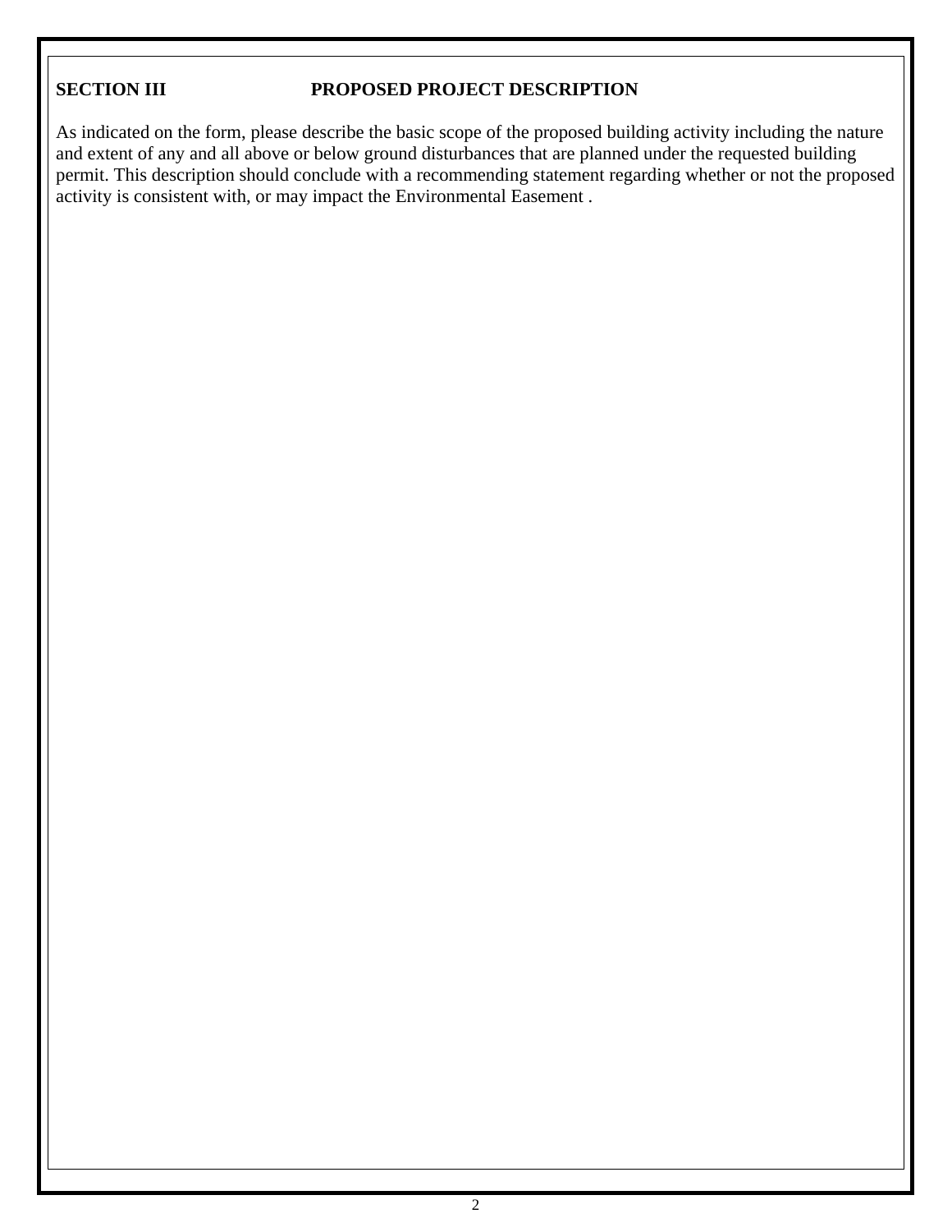**SECTION III PROPOSED PROJECT DESCRIPTION**

As indicated on the form, please describe the basic scope of the proposed building activity including the nature and extent of any and all above or below ground disturbances that are planned under the requested building permit. This description should conclude with a recommending statement regarding whether or not the proposed activity is consistent with, or may impact the Environmental Easement .